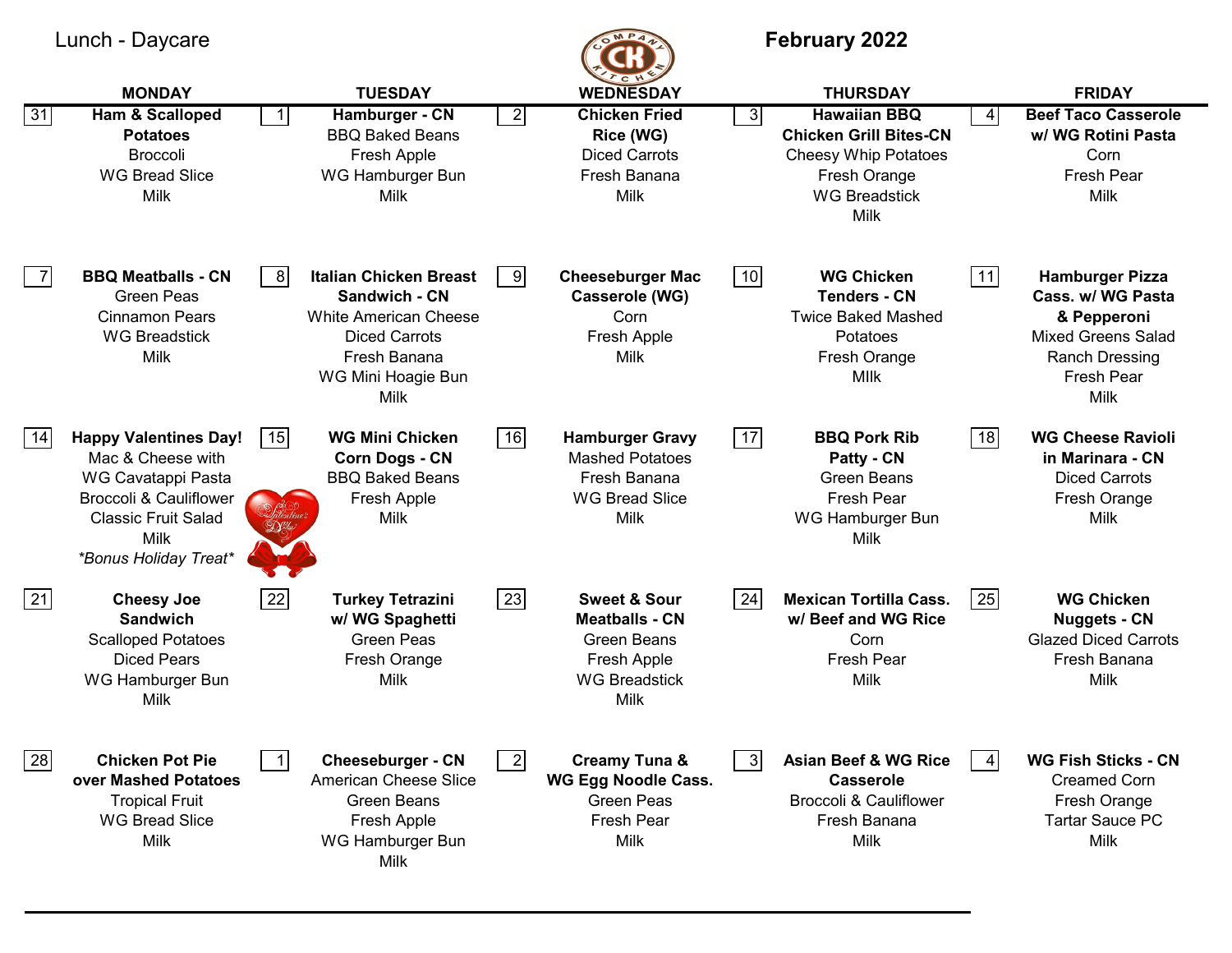Lunch - Daycare

# February 2022

| MONDAY | TUESDAY | WEDNESDAY | THURSDAY | FRIDAY |
|---|---|---|---|---|
| 31 **Ham & Scalloped Potatoes** Broccoli WG Bread Slice Milk | 1 **Hamburger - CN** BBQ Baked Beans Fresh Apple WG Hamburger Bun Milk | 2 **Chicken Fried Rice (WG)** Diced Carrots Fresh Banana Milk | 3 **Hawaiian BBQ Chicken Grill Bites-CN** Cheesy Whip Potatoes Fresh Orange WG Breadstick Milk | 4 **Beef Taco Casserole w/ WG Rotini Pasta** Corn Fresh Pear Milk |
| 7 **BBQ Meatballs - CN** Green Peas Cinnamon Pears WG Breadstick Milk | 8 **Italian Chicken Breast Sandwich - CN** White American Cheese Diced Carrots Fresh Banana WG Mini Hoagie Bun Milk | 9 **Cheeseburger Mac Casserole (WG)** Corn Fresh Apple Milk | 10 **WG Chicken Tenders - CN** Twice Baked Mashed Potatoes Fresh Orange MIlk | 11 **Hamburger Pizza Cass. w/ WG Pasta & Pepperoni** Mixed Greens Salad Ranch Dressing Fresh Pear Milk |
| 14 **Happy Valentines Day!** Mac & Cheese with WG Cavatappi Pasta Broccoli & Cauliflower Classic Fruit Salad Milk *\*Bonus Holiday Treat\** | 15 **WG Mini Chicken Corn Dogs - CN** BBQ Baked Beans Fresh Apple Milk | 16 **Hamburger Gravy** Mashed Potatoes Fresh Banana WG Bread Slice Milk | 17 **BBQ Pork Rib Patty - CN** Green Beans Fresh Pear WG Hamburger Bun Milk | 18 **WG Cheese Ravioli in Marinara - CN** Diced Carrots Fresh Orange Milk |
| 21 **Cheesy Joe Sandwich** Scalloped Potatoes Diced Pears WG Hamburger Bun Milk | 22 **Turkey Tetrazini w/ WG Spaghetti** Green Peas Fresh Orange Milk | 23 **Sweet & Sour Meatballs - CN** Green Beans Fresh Apple WG Breadstick Milk | 24 **Mexican Tortilla Cass. w/ Beef and WG Rice** Corn Fresh Pear Milk | 25 **WG Chicken Nuggets - CN** Glazed Diced Carrots Fresh Banana Milk |
| 28 **Chicken Pot Pie over Mashed Potatoes** Tropical Fruit WG Bread Slice Milk | 1 **Cheeseburger - CN** American Cheese Slice Green Beans Fresh Apple WG Hamburger Bun Milk | 2 **Creamy Tuna & WG Egg Noodle Cass.** Green Peas Fresh Pear Milk | 3 **Asian Beef & WG Rice Casserole** Broccoli & Cauliflower Fresh Banana Milk | 4 **WG Fish Sticks - CN** Creamed Corn Fresh Orange Tartar Sauce PC Milk |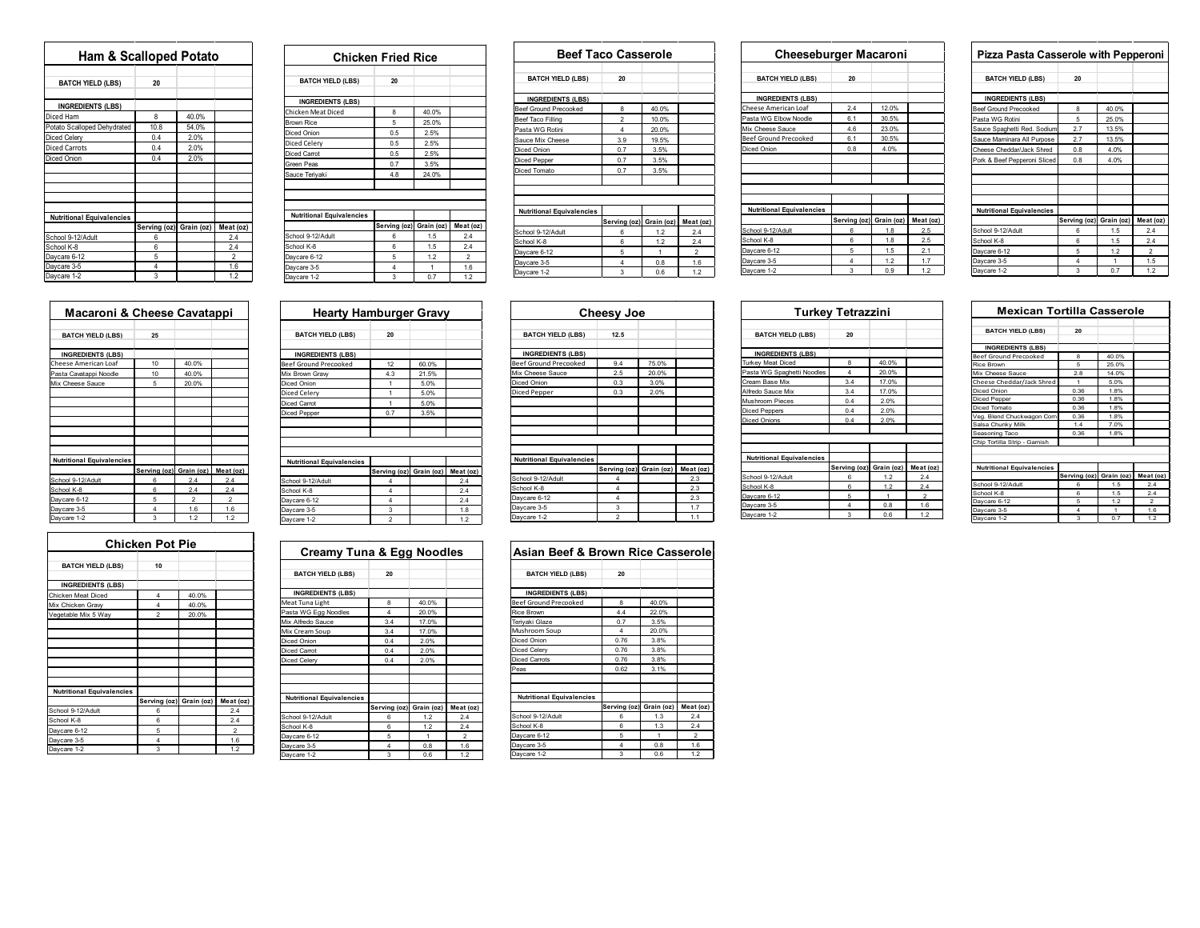## Ham & Scalloped Potato

| | | |
|---|---|---|
| BATCH YIELD (LBS) | 20 | |
| INGREDIENTS (LBS) | | |
| Diced Ham | 8 | 40.0% |
| Potato Scalloped Dehydrated | 10.8 | 54.0% |
| Diced Celery | 0.4 | 2.0% |
| Diced Carrots | 0.4 | 2.0% |
| Diced Onion | 0.4 | 2.0% |

| Nutritional Equivalencies | Serving (oz) | Grain (oz) | Meat (oz) |
|---|---|---|---|
| School 9-12/Adult | 6 | | 2.4 |
| School K-8 | 6 | | 2.4 |
| Daycare 6-12 | 5 | | 2 |
| Daycare 3-5 | 4 | | 1.6 |
| Daycare 1-2 | 3 | | 1.2 |

## Chicken Fried Rice

| | | |
|---|---|---|
| BATCH YIELD (LBS) | 20 | |
| INGREDIENTS (LBS) | | |
| Chicken Meat Diced | 8 | 40.0% |
| Brown Rice | 5 | 25.0% |
| Diced Onion | 0.5 | 2.5% |
| Diced Celery | 0.5 | 2.5% |
| Diced Carrot | 0.5 | 2.5% |
| Green Peas | 0.7 | 3.5% |
| Sauce Teriyaki | 4.8 | 24.0% |

| Nutritional Equivalencies | Serving (oz) | Grain (oz) | Meat (oz) |
|---|---|---|---|
| School 9-12/Adult | 6 | 1.5 | 2.4 |
| School K-8 | 6 | 1.5 | 2.4 |
| Daycare 6-12 | 5 | 1.2 | 2 |
| Daycare 3-5 | 4 | 1 | 1.6 |
| Daycare 1-2 | 3 | 0.7 | 1.2 |

## Beef Taco Casserole

| | | |
|---|---|---|
| BATCH YIELD (LBS) | 20 | |
| INGREDIENTS (LBS) | | |
| Beef Ground Precooked | 8 | 40.0% |
| Beef Taco Filling | 2 | 10.0% |
| Pasta WG Rotini | 4 | 20.0% |
| Sauce Mix Cheese | 3.9 | 19.5% |
| Diced Onion | 0.7 | 3.5% |
| Diced Pepper | 0.7 | 3.5% |
| Diced Tomato | 0.7 | 3.5% |

| Nutritional Equivalencies | Serving (oz) | Grain (oz) | Meat (oz) |
|---|---|---|---|
| School 9-12/Adult | 6 | 1.2 | 2.4 |
| School K-8 | 6 | 1.2 | 2.4 |
| Daycare 6-12 | 5 | 1 | 2 |
| Daycare 3-5 | 4 | 0.8 | 1.6 |
| Daycare 1-2 | 3 | 0.6 | 1.2 |

## Cheeseburger Macaroni

| | | |
|---|---|---|
| BATCH YIELD (LBS) | 20 | |
| INGREDIENTS (LBS) | | |
| Cheese American Loaf | 2.4 | 12.0% |
| Pasta WG Elbow Noodle | 6.1 | 30.5% |
| Mix Cheese Sauce | 4.6 | 23.0% |
| Beef Ground Precooked | 6.1 | 30.5% |
| Diced Onion | 0.8 | 4.0% |

| Nutritional Equivalencies | Serving (oz) | Grain (oz) | Meat (oz) |
|---|---|---|---|
| School 9-12/Adult | 6 | 1.8 | 2.5 |
| School K-8 | 6 | 1.8 | 2.5 |
| Daycare 6-12 | 5 | 1.5 | 2.1 |
| Daycare 3-5 | 4 | 1.2 | 1.7 |
| Daycare 1-2 | 3 | 0.9 | 1.2 |

## Pizza Pasta Casserole with Pepperoni

| | | |
|---|---|---|
| BATCH YIELD (LBS) | 20 | |
| INGREDIENTS (LBS) | | |
| Beef Ground Precooked | 8 | 40.0% |
| Pasta WG Rotini | 5 | 25.0% |
| Sauce Spaghetti Red. Sodium | 2.7 | 13.5% |
| Sauce Marninara All Purpose | 2.7 | 13.5% |
| Cheese Cheddar/Jack Shred | 0.8 | 4.0% |
| Pork & Beef Pepperoni Sliced | 0.8 | 4.0% |

| Nutritional Equivalencies | Serving (oz) | Grain (oz) | Meat (oz) |
|---|---|---|---|
| School 9-12/Adult | 6 | 1.5 | 2.4 |
| School K-8 | 6 | 1.5 | 2.4 |
| Daycare 6-12 | 5 | 1.2 | 2 |
| Daycare 3-5 | 4 | 1 | 1.5 |
| Daycare 1-2 | 3 | 0.7 | 1.2 |

## Macaroni & Cheese Cavatappi

| | | |
|---|---|---|
| BATCH YIELD (LBS) | 25 | |
| INGREDIENTS (LBS) | | |
| Cheese American Loaf | 10 | 40.0% |
| Pasta Cavatappi Noodle | 10 | 40.0% |
| Mix Cheese Sauce | 5 | 20.0% |

| Nutritional Equivalencies | Serving (oz) | Grain (oz) | Meat (oz) |
|---|---|---|---|
| School 9-12/Adult | 6 | 2.4 | 2.4 |
| School K-8 | 6 | 2.4 | 2.4 |
| Daycare 6-12 | 5 | 2 | 2 |
| Daycare 3-5 | 4 | 1.6 | 1.6 |
| Daycare 1-2 | 3 | 1.2 | 1.2 |

## Hearty Hamburger Gravy

| | | |
|---|---|---|
| BATCH YIELD (LBS) | 20 | |
| INGREDIENTS (LBS) | | |
| Beef Ground Precooked | 12 | 60.0% |
| Mix Brown Gravy | 4.3 | 21.5% |
| Diced Onion | 1 | 5.0% |
| Diced Celery | 1 | 5.0% |
| Diced Carrot | 1 | 5.0% |
| Diced Pepper | 0.7 | 3.5% |

| Nutritional Equivalencies | Serving (oz) | Grain (oz) | Meat (oz) |
|---|---|---|---|
| School 9-12/Adult | 4 | | 2.4 |
| School K-8 | 4 | | 2.4 |
| Daycare 6-12 | 4 | | 2.4 |
| Daycare 3-5 | 3 | | 1.8 |
| Daycare 1-2 | 2 | | 1.2 |

## Cheesy Joe

| | | |
|---|---|---|
| BATCH YIELD (LBS) | 12.5 | |
| INGREDIENTS (LBS) | | |
| Beef Ground Precooked | 9.4 | 75.0% |
| Mix Cheese Sauce | 2.5 | 20.0% |
| Diced Onion | 0.3 | 3.0% |
| Diced Pepper | 0.3 | 2.0% |

| Nutritional Equivalencies | Serving (oz) | Grain (oz) | Meat (oz) |
|---|---|---|---|
| School 9-12/Adult | 4 | | 2.3 |
| School K-8 | 4 | | 2.3 |
| Daycare 6-12 | 4 | | 2.3 |
| Daycare 3-5 | 3 | | 1.7 |
| Daycare 1-2 | 2 | | 1.1 |

## Turkey Tetrazzini

| | | |
|---|---|---|
| BATCH YIELD (LBS) | 20 | |
| INGREDIENTS (LBS) | | |
| Turkey Meat Diced | 8 | 40.0% |
| Pasta WG Spaghetti Noodles | 4 | 20.0% |
| Cream Base Mix | 3.4 | 17.0% |
| Alfredo Sauce Mix | 3.4 | 17.0% |
| Mushroom Pieces | 0.4 | 2.0% |
| Diced Peppers | 0.4 | 2.0% |
| Diced Onions | 0.4 | 2.0% |

| Nutritional Equivalencies | Serving (oz) | Grain (oz) | Meat (oz) |
|---|---|---|---|
| School 9-12/Adult | 6 | 1.2 | 2.4 |
| School K-8 | 6 | 1.2 | 2.4 |
| Daycare 6-12 | 5 | 1 | 2 |
| Daycare 3-5 | 4 | 0.8 | 1.6 |
| Daycare 1-2 | 3 | 0.6 | 1.2 |

## Mexican Tortilla Casserole

| | | |
|---|---|---|
| BATCH YIELD (LBS) | 20 | |
| INGREDIENTS (LBS) | | |
| Beef Ground Precooked | 8 | 40.0% |
| Rice Brown | 5 | 25.0% |
| Mix Cheese Sauce | 2.8 | 14.0% |
| Cheese Cheddar/Jack Shred | 1 | 5.0% |
| Diced Onion | 0.36 | 1.8% |
| Diced Pepper | 0.36 | 1.8% |
| Diced Tomato | 0.36 | 1.8% |
| Veg. Blend Chuckwagon Corn | 0.36 | 1.8% |
| Salsa Chunky Milk | 1.4 | 7.0% |
| Seasoning Taco | 0.36 | 1.8% |
| Chip Tortilla Strip - Garnish | | |

| Nutritional Equivalencies | Serving (oz) | Grain (oz) | Meat (oz) |
|---|---|---|---|
| School 9-12/Adult | 6 | 1.5 | 2.4 |
| School K-8 | 6 | 1.5 | 2.4 |
| Daycare 6-12 | 5 | 1.2 | 2 |
| Daycare 3-5 | 4 | 1 | 1.6 |
| Daycare 1-2 | 3 | 0.7 | 1.2 |

## Chicken Pot Pie

| | | |
|---|---|---|
| BATCH YIELD (LBS) | 10 | |
| INGREDIENTS (LBS) | | |
| Chicken Meat Diced | 4 | 40.0% |
| Mix Chicken Gravy | 4 | 40.0% |
| Vegetable Mix 5 Way | 2 | 20.0% |

| Nutritional Equivalencies | Serving (oz) | Grain (oz) | Meat (oz) |
|---|---|---|---|
| School 9-12/Adult | 6 | | 2.4 |
| School K-8 | 6 | | 2.4 |
| Daycare 6-12 | 5 | | 2 |
| Daycare 3-5 | 4 | | 1.6 |
| Daycare 1-2 | 3 | | 1.2 |

## Creamy Tuna & Egg Noodles

| | | |
|---|---|---|
| BATCH YIELD (LBS) | 20 | |
| INGREDIENTS (LBS) | | |
| Meat Tuna Light | 8 | 40.0% |
| Pasta WG Egg Noodles | 4 | 20.0% |
| Mix Alfredo Sauce | 3.4 | 17.0% |
| Mix Cream Soup | 3.4 | 17.0% |
| Diced Onion | 0.4 | 2.0% |
| Diced Carrot | 0.4 | 2.0% |
| Diced Celery | 0.4 | 2.0% |

| Nutritional Equivalencies | Serving (oz) | Grain (oz) | Meat (oz) |
|---|---|---|---|
| School 9-12/Adult | 6 | 1.2 | 2.4 |
| School K-8 | 6 | 1.2 | 2.4 |
| Daycare 6-12 | 5 | 1 | 2 |
| Daycare 3-5 | 4 | 0.8 | 1.6 |
| Daycare 1-2 | 3 | 0.6 | 1.2 |

## Asian Beef & Brown Rice Casserole

| | | |
|---|---|---|
| BATCH YIELD (LBS) | 20 | |
| INGREDIENTS (LBS) | | |
| Beef Ground Precooked | 8 | 40.0% |
| Rice Brown | 4.4 | 22.0% |
| Teriyaki Glaze | 0.7 | 3.5% |
| Mushroom Soup | 4 | 20.0% |
| Diced Onion | 0.76 | 3.8% |
| Diced Celery | 0.76 | 3.8% |
| Diced Carrots | 0.76 | 3.8% |
| Peas | 0.62 | 3.1% |

| Nutritional Equivalencies | Serving (oz) | Grain (oz) | Meat (oz) |
|---|---|---|---|
| School 9-12/Adult | 6 | 1.3 | 2.4 |
| School K-8 | 6 | 1.3 | 2.4 |
| Daycare 6-12 | 5 | 1 | 2 |
| Daycare 3-5 | 4 | 0.8 | 1.6 |
| Daycare 1-2 | 3 | 0.6 | 1.2 |